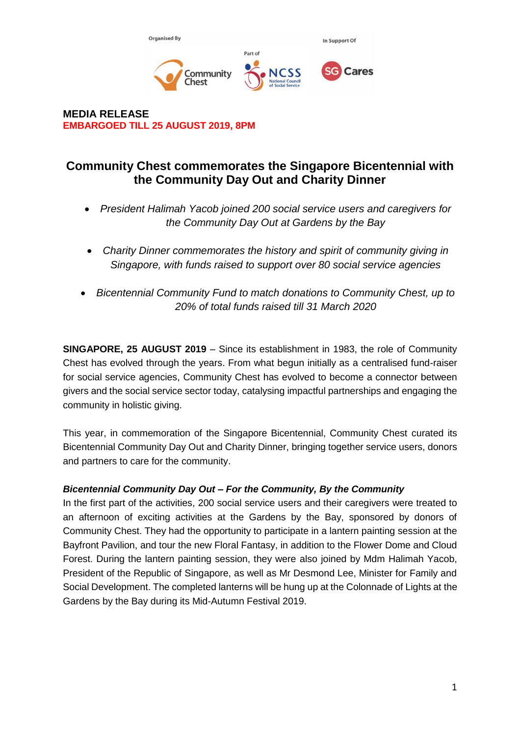Organised By

Part of

In Support Of

**MEDIA RELEASE**
**EMBARGOED TILL 25 AUGUST 2019, 8PM**

# Community Chest commemorates the Singapore Bicentennial with the Community Day Out and Charity Dinner

- *President Halimah Yacob joined 200 social service users and caregivers for the Community Day Out at Gardens by the Bay*
- *Charity Dinner commemorates the history and spirit of community giving in Singapore, with funds raised to support over 80 social service agencies*
- *Bicentennial Community Fund to match donations to Community Chest, up to 20% of total funds raised till 31 March 2020*

**SINGAPORE, 25 AUGUST 2019** – Since its establishment in 1983, the role of Community Chest has evolved through the years. From what begun initially as a centralised fund-raiser for social service agencies, Community Chest has evolved to become a connector between givers and the social service sector today, catalysing impactful partnerships and engaging the community in holistic giving.

This year, in commemoration of the Singapore Bicentennial, Community Chest curated its Bicentennial Community Day Out and Charity Dinner, bringing together service users, donors and partners to care for the community.

***Bicentennial Community Day Out – For the Community, By the Community***

In the first part of the activities, 200 social service users and their caregivers were treated to an afternoon of exciting activities at the Gardens by the Bay, sponsored by donors of Community Chest. They had the opportunity to participate in a lantern painting session at the Bayfront Pavilion, and tour the new Floral Fantasy, in addition to the Flower Dome and Cloud Forest. During the lantern painting session, they were also joined by Mdm Halimah Yacob, President of the Republic of Singapore, as well as Mr Desmond Lee, Minister for Family and Social Development. The completed lanterns will be hung up at the Colonnade of Lights at the Gardens by the Bay during its Mid-Autumn Festival 2019.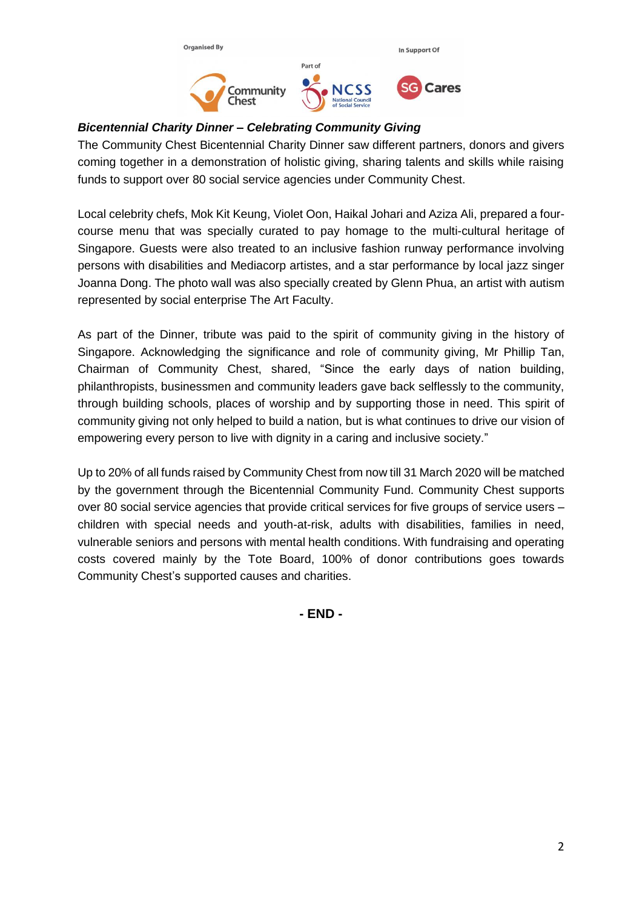Organised By

Part of

In Support Of

***Bicentennial Charity Dinner – Celebrating Community Giving***

The Community Chest Bicentennial Charity Dinner saw different partners, donors and givers coming together in a demonstration of holistic giving, sharing talents and skills while raising funds to support over 80 social service agencies under Community Chest.

Local celebrity chefs, Mok Kit Keung, Violet Oon, Haikal Johari and Aziza Ali, prepared a four-course menu that was specially curated to pay homage to the multi-cultural heritage of Singapore. Guests were also treated to an inclusive fashion runway performance involving persons with disabilities and Mediacorp artistes, and a star performance by local jazz singer Joanna Dong. The photo wall was also specially created by Glenn Phua, an artist with autism represented by social enterprise The Art Faculty.

As part of the Dinner, tribute was paid to the spirit of community giving in the history of Singapore. Acknowledging the significance and role of community giving, Mr Phillip Tan, Chairman of Community Chest, shared, "Since the early days of nation building, philanthropists, businessmen and community leaders gave back selflessly to the community, through building schools, places of worship and by supporting those in need. This spirit of community giving not only helped to build a nation, but is what continues to drive our vision of empowering every person to live with dignity in a caring and inclusive society."

Up to 20% of all funds raised by Community Chest from now till 31 March 2020 will be matched by the government through the Bicentennial Community Fund. Community Chest supports over 80 social service agencies that provide critical services for five groups of service users – children with special needs and youth-at-risk, adults with disabilities, families in need, vulnerable seniors and persons with mental health conditions. With fundraising and operating costs covered mainly by the Tote Board, 100% of donor contributions goes towards Community Chest's supported causes and charities.

**- END -**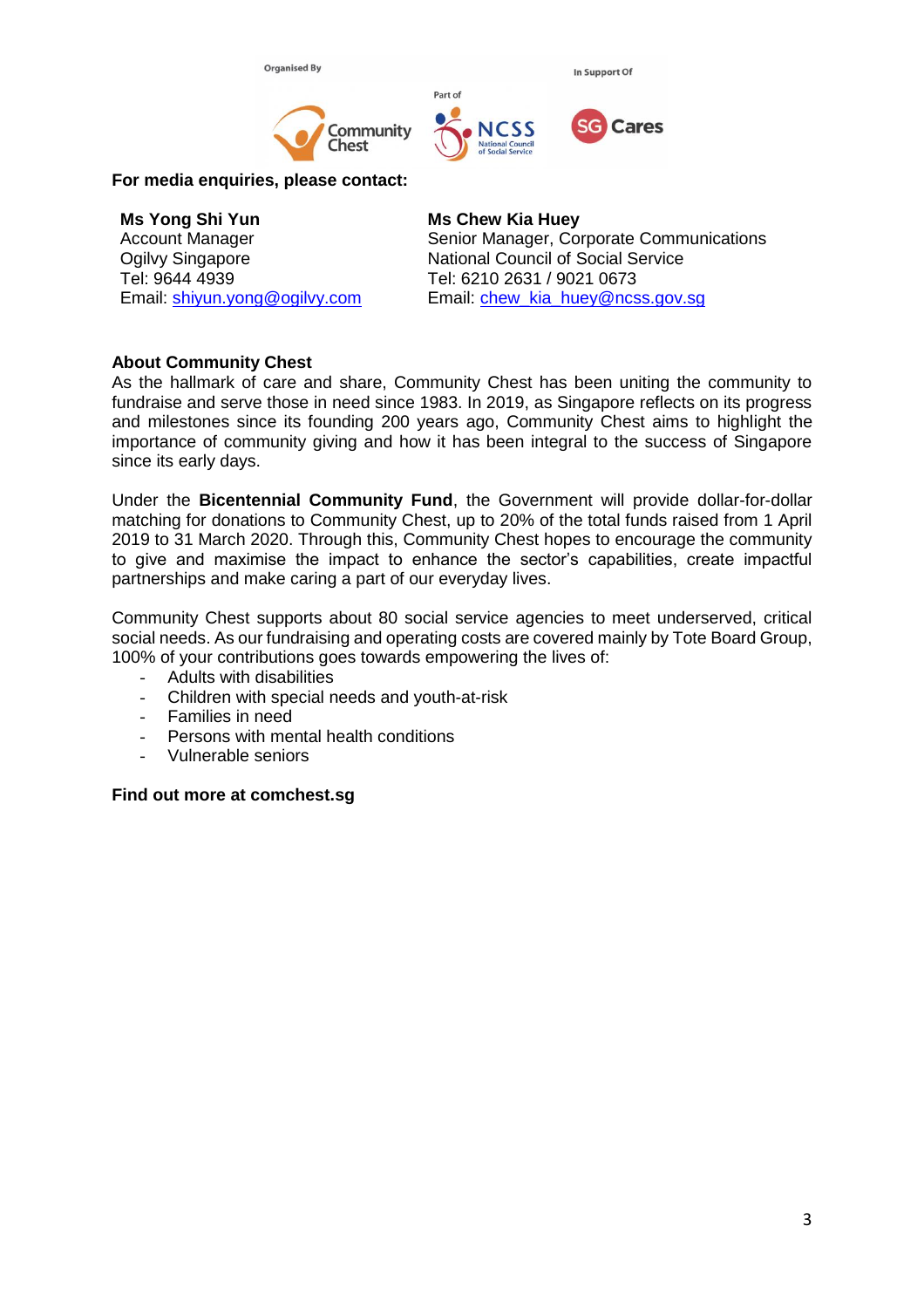Organised By

Community Chest

Part of

NCSS National Council of Social Service

In Support Of

SG Cares

**For media enquiries, please contact:**

**Ms Yong Shi Yun**
Account Manager
Ogilvy Singapore
Tel: 9644 4939
Email: shiyun.yong@ogilvy.com

**Ms Chew Kia Huey**
Senior Manager, Corporate Communications
National Council of Social Service
Tel: 6210 2631 / 9021 0673
Email: chew_kia_huey@ncss.gov.sg

**About Community Chest**

As the hallmark of care and share, Community Chest has been uniting the community to fundraise and serve those in need since 1983. In 2019, as Singapore reflects on its progress and milestones since its founding 200 years ago, Community Chest aims to highlight the importance of community giving and how it has been integral to the success of Singapore since its early days.

Under the **Bicentennial Community Fund**, the Government will provide dollar-for-dollar matching for donations to Community Chest, up to 20% of the total funds raised from 1 April 2019 to 31 March 2020. Through this, Community Chest hopes to encourage the community to give and maximise the impact to enhance the sector's capabilities, create impactful partnerships and make caring a part of our everyday lives.

Community Chest supports about 80 social service agencies to meet underserved, critical social needs. As our fundraising and operating costs are covered mainly by Tote Board Group, 100% of your contributions goes towards empowering the lives of:

- Adults with disabilities
- Children with special needs and youth-at-risk
- Families in need
- Persons with mental health conditions
- Vulnerable seniors

**Find out more at comchest.sg**